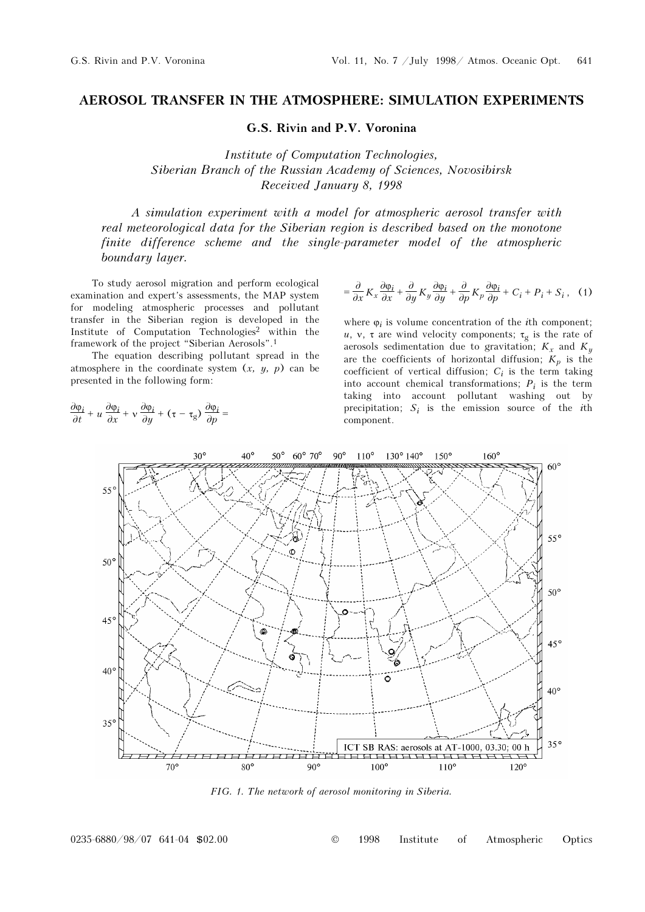# AEROSOL TRANSFER IN THE ATMOSPHERE: SIMULATION EXPERIMENTS

**G.S. Rivin and P.V. Voronina**

*Institute of Computation Technologies,*
*Siberian Branch of the Russian Academy of Sciences, Novosibirsk*
*Received January 8, 1998*

*A simulation experiment with a model for atmospheric aerosol transfer with real meteorological data for the Siberian region is described based on the monotone finite difference scheme and the single-parameter model of the atmospheric boundary layer.*

To study aerosol migration and perform ecological examination and expert's assessments, the MAP system for modeling atmospheric processes and pollutant transfer in the Siberian region is developed in the Institute of Computation Technologies[2] within the framework of the project "Siberian Aerosols".[1]

The equation describing pollutant spread in the atmosphere in the coordinate system $(x, y, p)$ can be presented in the following form:

$$\frac{\partial \varphi_i}{\partial t} + u\,\frac{\partial \varphi_i}{\partial x} + v\,\frac{\partial \varphi_i}{\partial y} + (\tau - \tau_g)\,\frac{\partial \varphi_i}{\partial p} = \frac{\partial}{\partial x} K_x \frac{\partial \varphi_i}{\partial x} + \frac{\partial}{\partial y} K_y \frac{\partial \varphi_i}{\partial y} + \frac{\partial}{\partial p} K_p \frac{\partial \varphi_i}{\partial p} + C_i + P_i + S_i\,, \quad (1)$$

where $\varphi_i$ is volume concentration of the $i$th component; $u$, $v$, $\tau$ are wind velocity components; $\tau_g$ is the rate of aerosols sedimentation due to gravitation; $K_x$ and $K_y$ are the coefficients of horizontal diffusion; $K_p$ is the coefficient of vertical diffusion; $C_i$ is the term taking into account chemical transformations; $P_i$ is the term taking into account pollutant washing out by precipitation; $S_i$ is the emission source of the $i$th component.

*FIG. 1. The network of aerosol monitoring in Siberia.*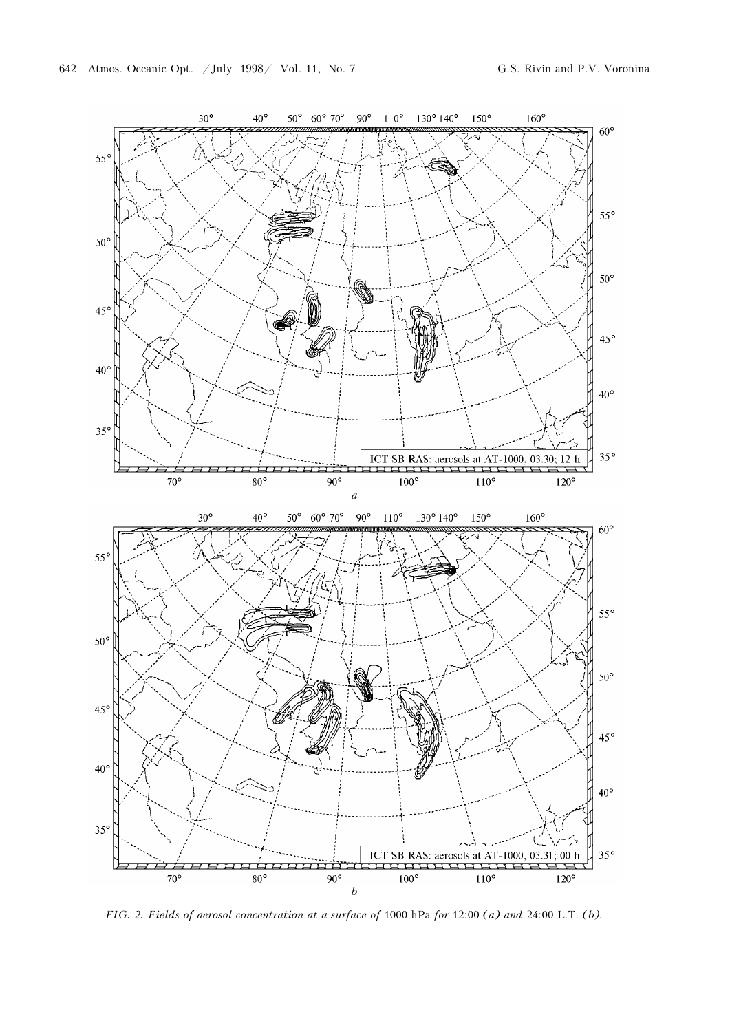*FIG. 2. Fields of aerosol concentration at a surface of* 1000 hPa *for* 12:00 *(a) and* 24:00 L.T. *(b).*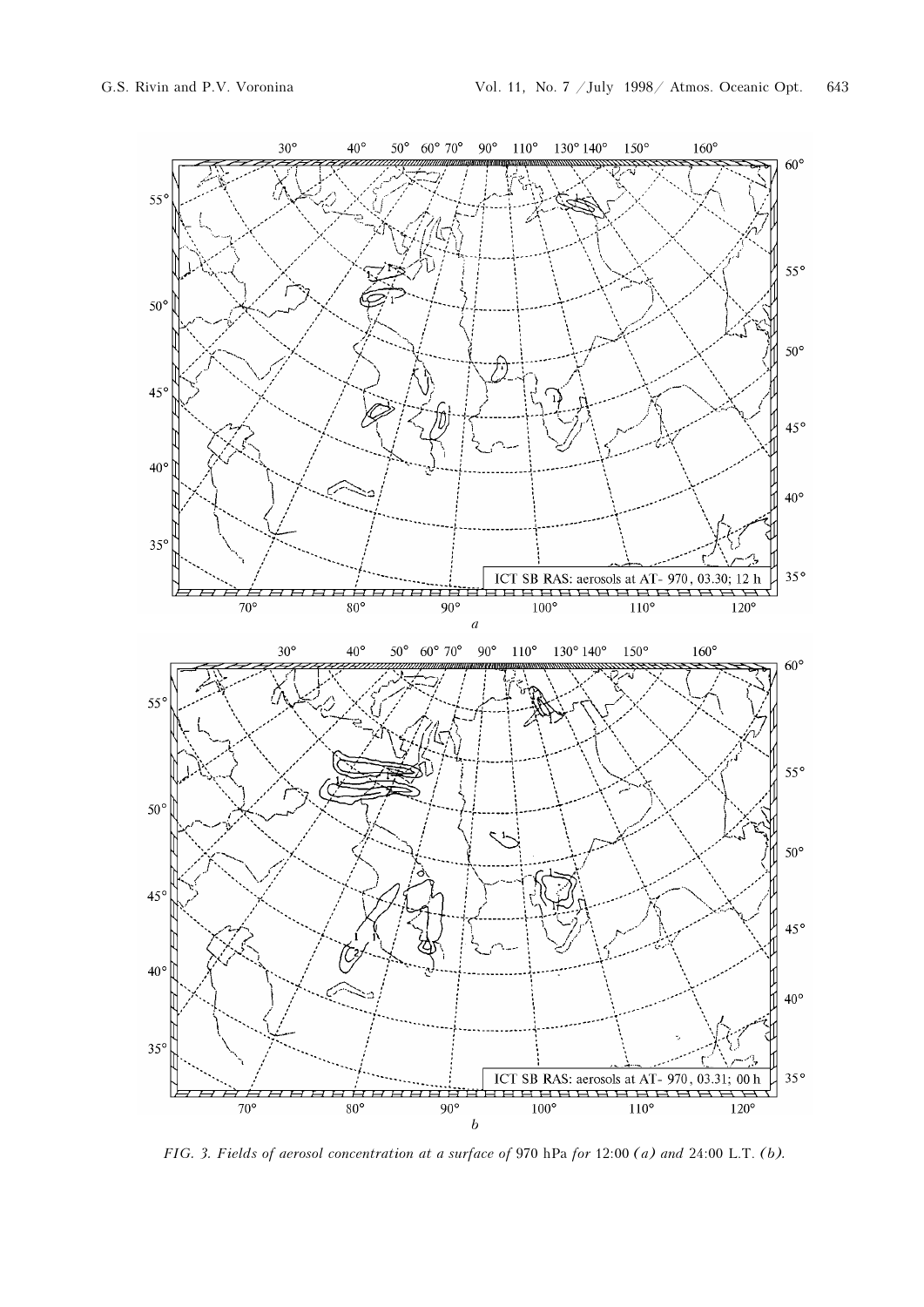*FIG. 3. Fields of aerosol concentration at a surface of* 970 hPa *for* 12:00 *(a) and* 24:00 L.T. *(b).*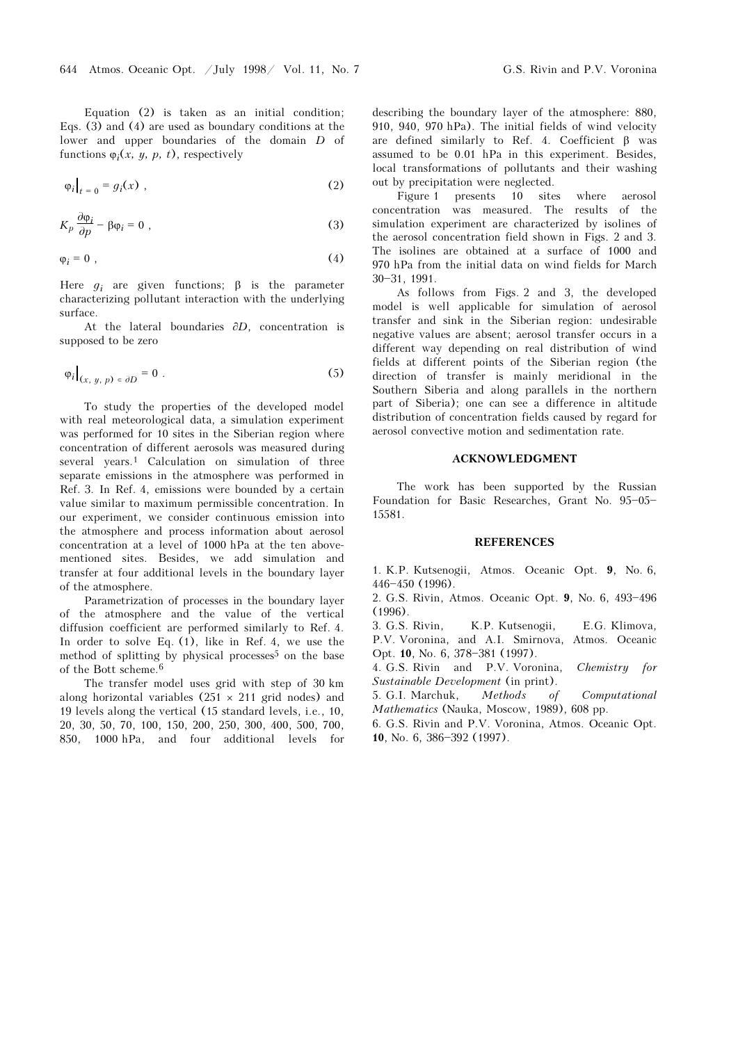Equation (2) is taken as an initial condition; Eqs. (3) and (4) are used as boundary conditions at the lower and upper boundaries of the domain $D$ of functions $\varphi_i(x, y, p, t)$, respectively

$$\varphi_i\big|_{t=0} = g_i(x) \ , \tag{2}$$

$$K_p \frac{\partial \varphi_i}{\partial p} - \beta \varphi_i = 0 \ , \tag{3}$$

$$\varphi_i = 0 \ , \tag{4}$$

Here $g_i$ are given functions; $\beta$ is the parameter characterizing pollutant interaction with the underlying surface.

At the lateral boundaries $\partial D$, concentration is supposed to be zero

$$\varphi_i\big|_{(x, y, p) \in \partial D} = 0 \ . \tag{5}$$

To study the properties of the developed model with real meteorological data, a simulation experiment was performed for 10 sites in the Siberian region where concentration of different aerosols was measured during several years.[1] Calculation on simulation of three separate emissions in the atmosphere was performed in Ref. 3. In Ref. 4, emissions were bounded by a certain value similar to maximum permissible concentration. In our experiment, we consider continuous emission into the atmosphere and process information about aerosol concentration at a level of 1000 hPa at the ten above-mentioned sites. Besides, we add simulation and transfer at four additional levels in the boundary layer of the atmosphere.

Parametrization of processes in the boundary layer of the atmosphere and the value of the vertical diffusion coefficient are performed similarly to Ref. 4. In order to solve Eq. (1), like in Ref. 4, we use the method of splitting by physical processes[5] on the base of the Bott scheme.[6]

The transfer model uses grid with step of 30 km along horizontal variables (251 × 211 grid nodes) and 19 levels along the vertical (15 standard levels, i.e., 10, 20, 30, 50, 70, 100, 150, 200, 250, 300, 400, 500, 700, 850, 1000 hPa, and four additional levels for describing the boundary layer of the atmosphere: 880, 910, 940, 970 hPa). The initial fields of wind velocity are defined similarly to Ref. 4. Coefficient $\beta$ was assumed to be 0.01 hPa in this experiment. Besides, local transformations of pollutants and their washing out by precipitation were neglected.

Figure 1 presents 10 sites where aerosol concentration was measured. The results of the simulation experiment are characterized by isolines of the aerosol concentration field shown in Figs. 2 and 3. The isolines are obtained at a surface of 1000 and 970 hPa from the initial data on wind fields for March 30–31, 1991.

As follows from Figs. 2 and 3, the developed model is well applicable for simulation of aerosol transfer and sink in the Siberian region: undesirable negative values are absent; aerosol transfer occurs in a different way depending on real distribution of wind fields at different points of the Siberian region (the direction of transfer is mainly meridional in the Southern Siberia and along parallels in the northern part of Siberia); one can see a difference in altitude distribution of concentration fields caused by regard for aerosol convective motion and sedimentation rate.

## ACKNOWLEDGMENT

The work has been supported by the Russian Foundation for Basic Researches, Grant No. 95–05–15581.

## REFERENCES

1. K.P. Kutsenogii, Atmos. Oceanic Opt. **9**, No. 6, 446–450 (1996).
2. G.S. Rivin, Atmos. Oceanic Opt. **9**, No. 6, 493–496 (1996).
3. G.S. Rivin, K.P. Kutsenogii, E.G. Klimova, P.V. Voronina, and A.I. Smirnova, Atmos. Oceanic Opt. **10**, No. 6, 378–381 (1997).
4. G.S. Rivin and P.V. Voronina, *Chemistry for Sustainable Development* (in print).
5. G.I. Marchuk, *Methods of Computational Mathematics* (Nauka, Moscow, 1989), 608 pp.
6. G.S. Rivin and P.V. Voronina, Atmos. Oceanic Opt. **10**, No. 6, 386–392 (1997).